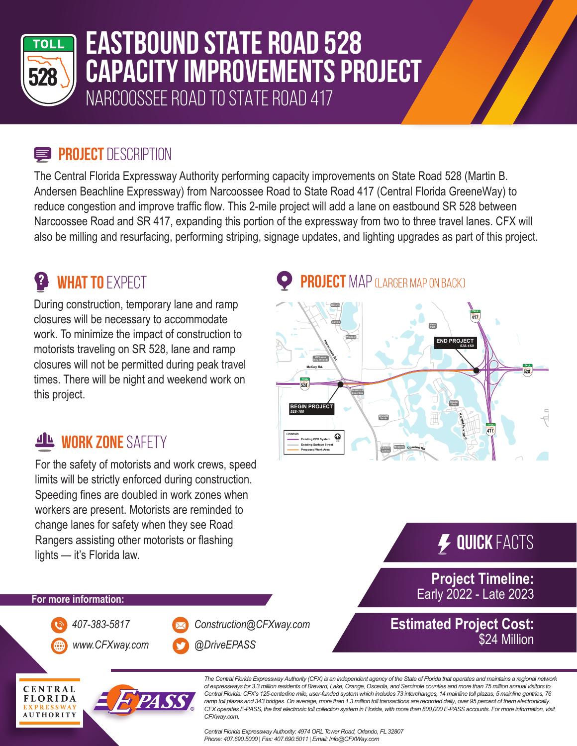# EASTBOUND STATE ROAD 528 CAPACITY IMPROVEMENTS PROJECT

NARCOOSSEE ROAD TO STATE ROAD 417

## PROJECT DESCRIPTION

The Central Florida Expressway Authority performing capacity improvements on State Road 528 (Martin B. Andersen Beachline Expressway) from Narcoossee Road to State Road 417 (Central Florida GreeneWay) to reduce congestion and improve traffic flow. This 2-mile project will add a lane on eastbound SR 528 between Narcoossee Road and SR 417, expanding this portion of the expressway from two to three travel lanes. CFX will also be milling and resurfacing, performing striping, signage updates, and lighting upgrades as part of this project.

## WHAT TO EXPECT

During construction, temporary lane and ramp closures will be necessary to accommodate work. To minimize the impact of construction to motorists traveling on SR 528, lane and ramp closures will not be permitted during peak travel times. There will be night and weekend work on this project.

## PROJECT MAP (LARGER MAP ON BACK)

END PROJECT 528-160

BEGIN PROJECT 528-160

LEGEND
- Existing CFX System
- Existing Surface Street
- Proposed Work Area

## WORK ZONE SAFETY

For the safety of motorists and work crews, speed limits will be strictly enforced during construction. Speeding fines are doubled in work zones when workers are present. Motorists are reminded to change lanes for safety when they see Road Rangers assisting other motorists or flashing lights — it's Florida law.

## QUICK FACTS

**Project Timeline:**
Early 2022 - Late 2023

**Estimated Project Cost:**
$24 Million

**For more information:**

407-383-5817

www.CFXway.com

Construction@CFXway.com

@DriveEPASS

CENTRAL FLORIDA EXPRESSWAY AUTHORITY

E-PASS

*The Central Florida Expressway Authority (CFX) is an independent agency of the State of Florida that operates and maintains a regional network of expressways for 3.3 million residents of Brevard, Lake, Orange, Osceola, and Seminole counties and more than 75 million annual visitors to Central Florida. CFX's 125-centerline mile, user-funded system which includes 73 interchanges, 14 mainline toll plazas, 5 mainline gantries, 76 ramp toll plazas and 343 bridges. On average, more than 1.3 million toll transactions are recorded daily, over 95 percent of them electronically. CFX operates E-PASS, the first electronic toll collection system in Florida, with more than 800,000 E-PASS accounts. For more information, visit CFXway.com.*

*Central Florida Expressway Authority: 4974 ORL Tower Road, Orlando, FL 32807*
*Phone: 407.690.5000 | Fax: 407.690.5011 | Email: Info@CFXWay.com*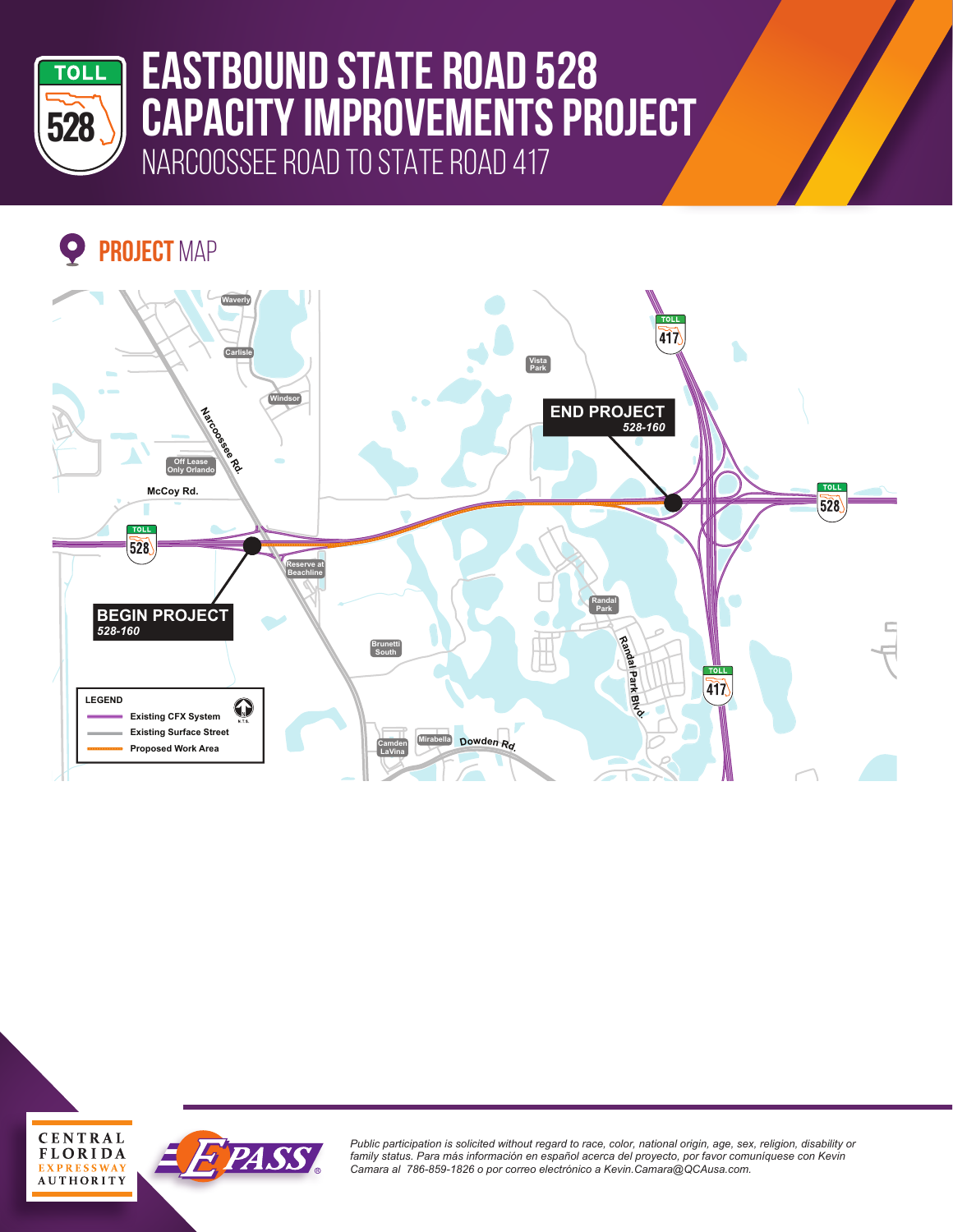# EASTBOUND STATE ROAD 528 CAPACITY IMPROVEMENTS PROJECT

NARCOOSSEE ROAD TO STATE ROAD 417

## PROJECT MAP

BEGIN PROJECT
*528-160*

END PROJECT
*528-160*

LEGEND

- Existing CFX System
- Existing Surface Street
- Proposed Work Area

CENTRAL FLORIDA EXPRESSWAY AUTHORITY

E-PASS

*Public participation is solicited without regard to race, color, national origin, age, sex, religion, disability or family status. Para más información en español acerca del proyecto, por favor comuníquese con Kevin Camara al 786-859-1826 o por correo electrónico a Kevin.Camara@QCAusa.com.*